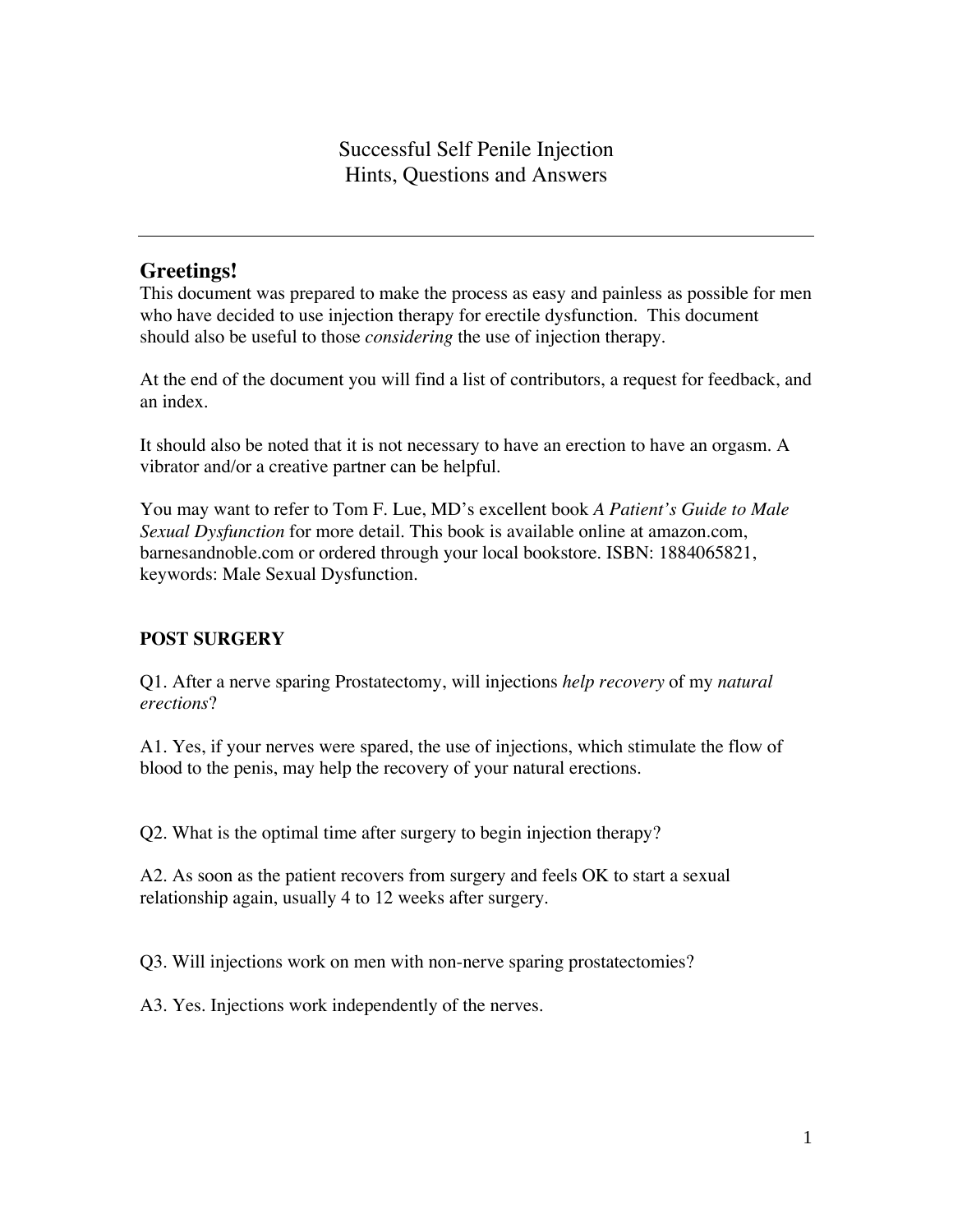# Successful Self Penile Injection
# Hints, Questions and Answers

---

## Greetings!

This document was prepared to make the process as easy and painless as possible for men who have decided to use injection therapy for erectile dysfunction. This document should also be useful to those *considering* the use of injection therapy.

At the end of the document you will find a list of contributors, a request for feedback, and an index.

It should also be noted that it is not necessary to have an erection to have an orgasm. A vibrator and/or a creative partner can be helpful.

You may want to refer to Tom F. Lue, MD's excellent book *A Patient's Guide to Male Sexual Dysfunction* for more detail. This book is available online at amazon.com, barnesandnoble.com or ordered through your local bookstore. ISBN: 1884065821, keywords: Male Sexual Dysfunction.

**POST SURGERY**

Q1. After a nerve sparing Prostatectomy, will injections *help recovery* of my *natural erections*?

A1. Yes, if your nerves were spared, the use of injections, which stimulate the flow of blood to the penis, may help the recovery of your natural erections.

Q2. What is the optimal time after surgery to begin injection therapy?

A2. As soon as the patient recovers from surgery and feels OK to start a sexual relationship again, usually 4 to 12 weeks after surgery.

Q3. Will injections work on men with non-nerve sparing prostatectomies?

A3. Yes. Injections work independently of the nerves.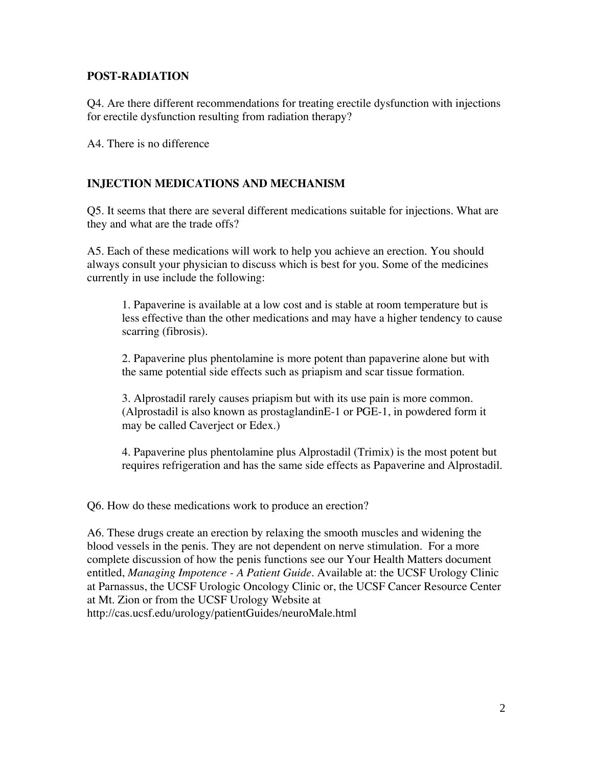## POST-RADIATION

Q4. Are there different recommendations for treating erectile dysfunction with injections for erectile dysfunction resulting from radiation therapy?

A4. There is no difference

## INJECTION MEDICATIONS AND MECHANISM

Q5. It seems that there are several different medications suitable for injections. What are they and what are the trade offs?

A5. Each of these medications will work to help you achieve an erection. You should always consult your physician to discuss which is best for you. Some of the medicines currently in use include the following:

1. Papaverine is available at a low cost and is stable at room temperature but is less effective than the other medications and may have a higher tendency to cause scarring (fibrosis).

2. Papaverine plus phentolamine is more potent than papaverine alone but with the same potential side effects such as priapism and scar tissue formation.

3. Alprostadil rarely causes priapism but with its use pain is more common. (Alprostadil is also known as prostaglandinE-1 or PGE-1, in powdered form it may be called Caverject or Edex.)

4. Papaverine plus phentolamine plus Alprostadil (Trimix) is the most potent but requires refrigeration and has the same side effects as Papaverine and Alprostadil.

Q6. How do these medications work to produce an erection?

A6. These drugs create an erection by relaxing the smooth muscles and widening the blood vessels in the penis. They are not dependent on nerve stimulation. For a more complete discussion of how the penis functions see our Your Health Matters document entitled, *Managing Impotence - A Patient Guide*. Available at: the UCSF Urology Clinic at Parnassus, the UCSF Urologic Oncology Clinic or, the UCSF Cancer Resource Center at Mt. Zion or from the UCSF Urology Website at http://cas.ucsf.edu/urology/patientGuides/neuroMale.html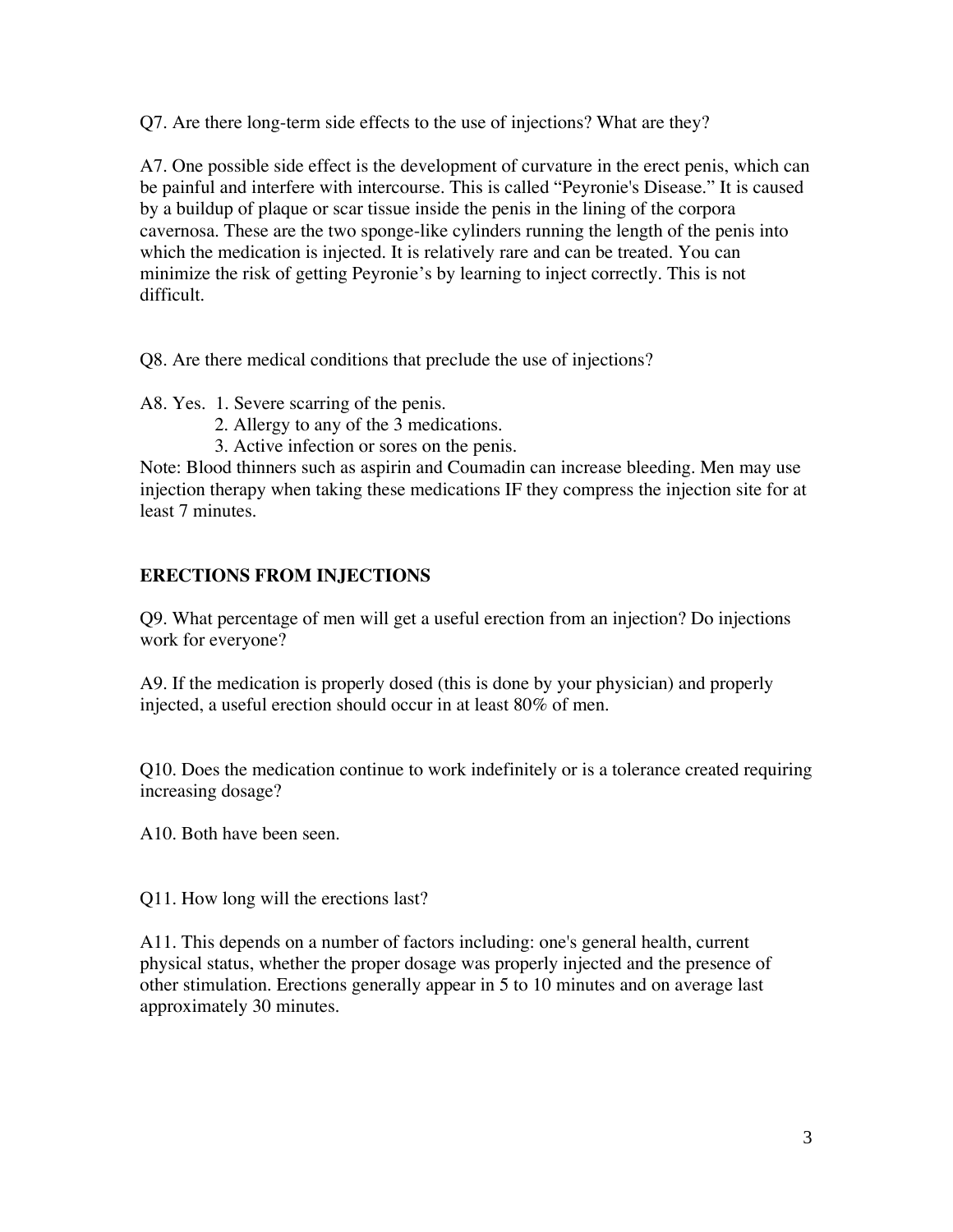Q7. Are there long-term side effects to the use of injections? What are they?

A7. One possible side effect is the development of curvature in the erect penis, which can be painful and interfere with intercourse. This is called "Peyronie's Disease." It is caused by a buildup of plaque or scar tissue inside the penis in the lining of the corpora cavernosa. These are the two sponge-like cylinders running the length of the penis into which the medication is injected. It is relatively rare and can be treated. You can minimize the risk of getting Peyronie's by learning to inject correctly. This is not difficult.

Q8. Are there medical conditions that preclude the use of injections?

A8. Yes.
1. Severe scarring of the penis.
2. Allergy to any of the 3 medications.
3. Active infection or sores on the penis.

Note: Blood thinners such as aspirin and Coumadin can increase bleeding. Men may use injection therapy when taking these medications IF they compress the injection site for at least 7 minutes.

## ERECTIONS FROM INJECTIONS

Q9. What percentage of men will get a useful erection from an injection? Do injections work for everyone?

A9. If the medication is properly dosed (this is done by your physician) and properly injected, a useful erection should occur in at least 80% of men.

Q10. Does the medication continue to work indefinitely or is a tolerance created requiring increasing dosage?

A10. Both have been seen.

Q11. How long will the erections last?

A11. This depends on a number of factors including: one's general health, current physical status, whether the proper dosage was properly injected and the presence of other stimulation. Erections generally appear in 5 to 10 minutes and on average last approximately 30 minutes.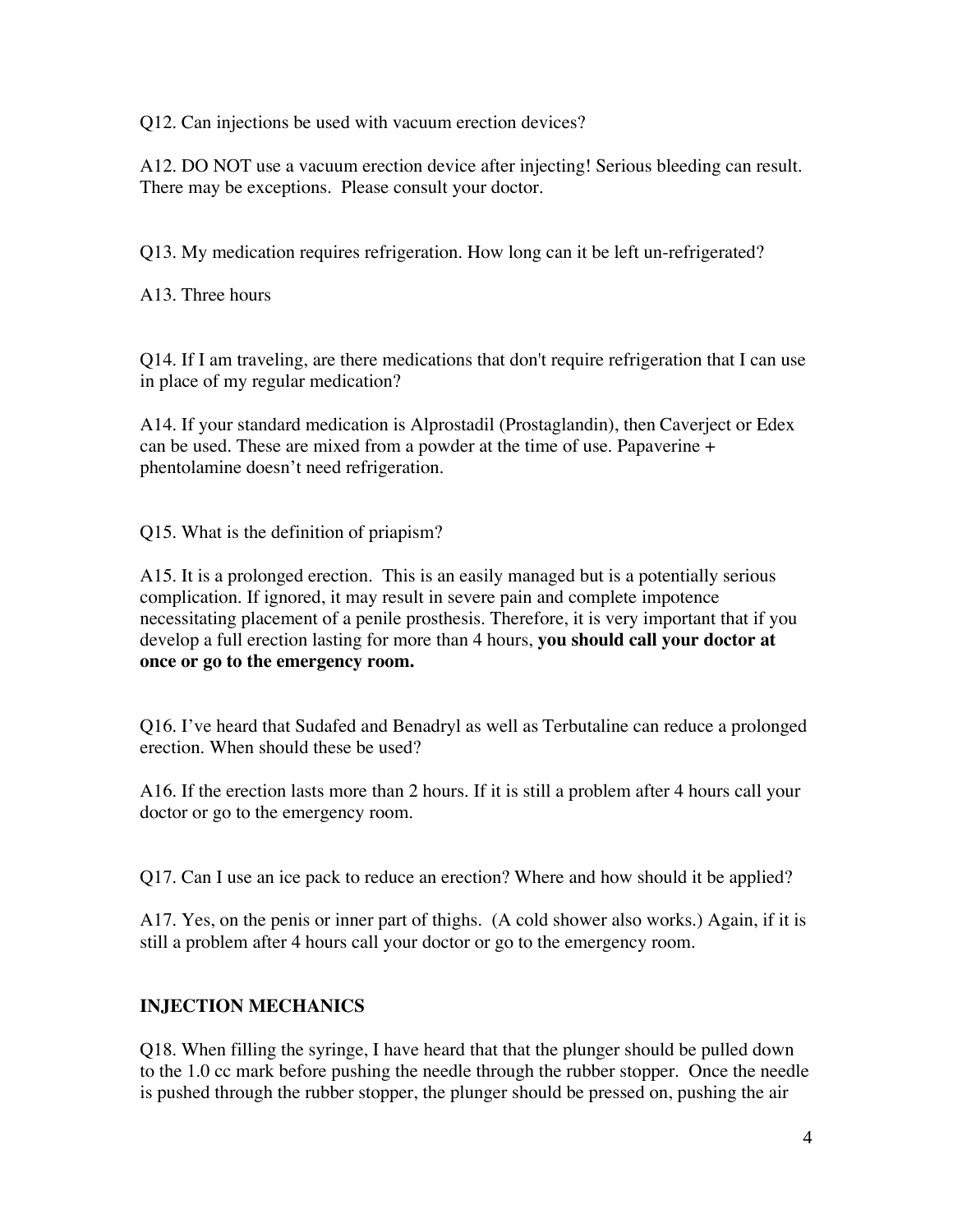Q12. Can injections be used with vacuum erection devices?

A12. DO NOT use a vacuum erection device after injecting! Serious bleeding can result. There may be exceptions. Please consult your doctor.

Q13. My medication requires refrigeration. How long can it be left un-refrigerated?

A13. Three hours

Q14. If I am traveling, are there medications that don't require refrigeration that I can use in place of my regular medication?

A14. If your standard medication is Alprostadil (Prostaglandin), then Caverject or Edex can be used. These are mixed from a powder at the time of use. Papaverine + phentolamine doesn't need refrigeration.

Q15. What is the definition of priapism?

A15. It is a prolonged erection. This is an easily managed but is a potentially serious complication. If ignored, it may result in severe pain and complete impotence necessitating placement of a penile prosthesis. Therefore, it is very important that if you develop a full erection lasting for more than 4 hours, **you should call your doctor at once or go to the emergency room.**

Q16. I've heard that Sudafed and Benadryl as well as Terbutaline can reduce a prolonged erection. When should these be used?

A16. If the erection lasts more than 2 hours. If it is still a problem after 4 hours call your doctor or go to the emergency room.

Q17. Can I use an ice pack to reduce an erection? Where and how should it be applied?

A17. Yes, on the penis or inner part of thighs. (A cold shower also works.) Again, if it is still a problem after 4 hours call your doctor or go to the emergency room.

## INJECTION MECHANICS

Q18. When filling the syringe, I have heard that that the plunger should be pulled down to the 1.0 cc mark before pushing the needle through the rubber stopper. Once the needle is pushed through the rubber stopper, the plunger should be pressed on, pushing the air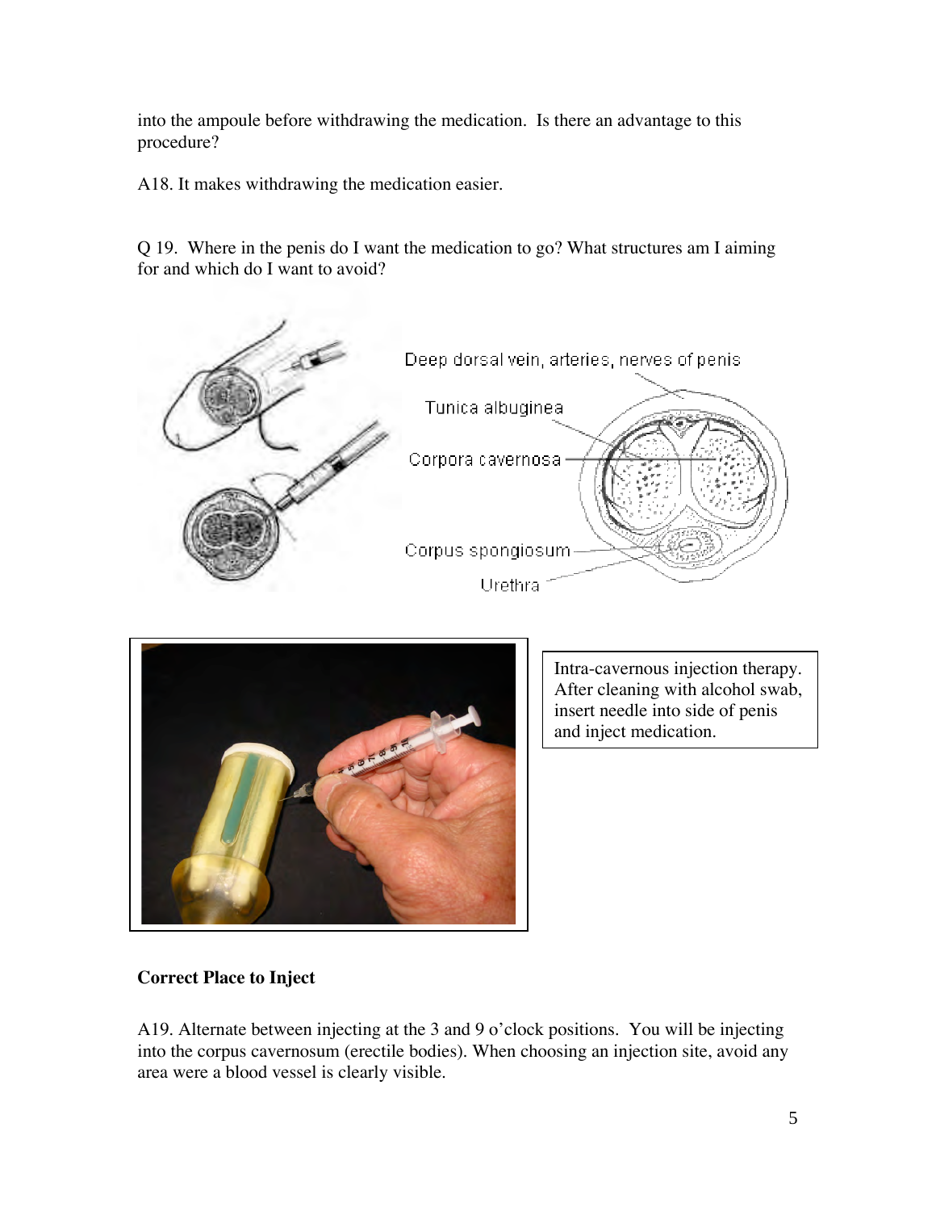into the ampoule before withdrawing the medication. Is there an advantage to this procedure?

A18. It makes withdrawing the medication easier.

Q 19. Where in the penis do I want the medication to go? What structures am I aiming for and which do I want to avoid?

Intra-cavernous injection therapy. After cleaning with alcohol swab, insert needle into side of penis and inject medication.

**Correct Place to Inject**

A19. Alternate between injecting at the 3 and 9 o'clock positions. You will be injecting into the corpus cavernosum (erectile bodies). When choosing an injection site, avoid any area were a blood vessel is clearly visible.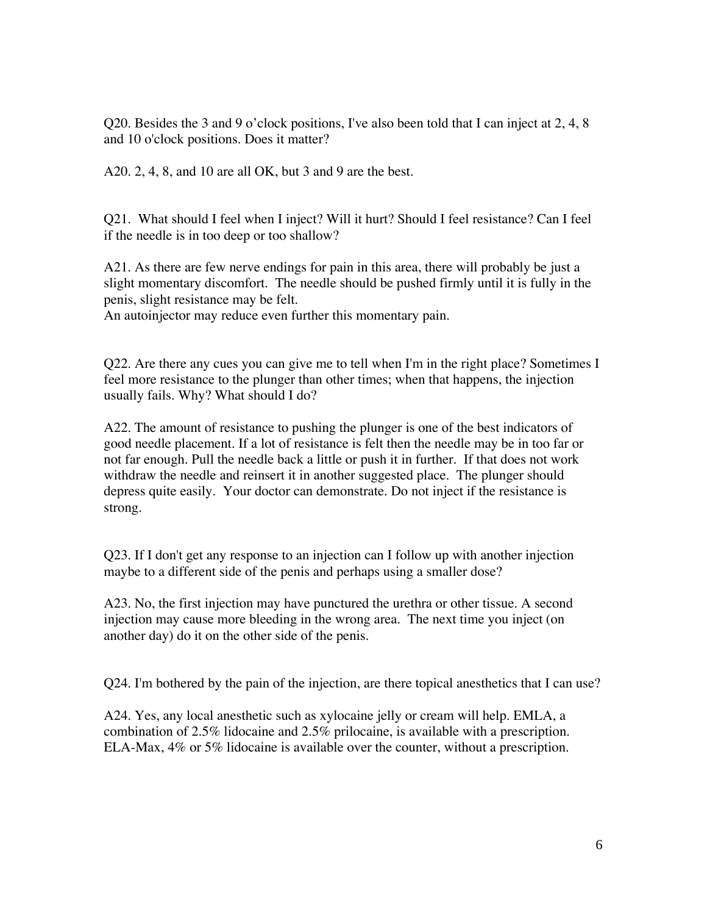Q20. Besides the 3 and 9 o'clock positions, I've also been told that I can inject at 2, 4, 8 and 10 o'clock positions. Does it matter?

A20. 2, 4, 8, and 10 are all OK, but 3 and 9 are the best.

Q21. What should I feel when I inject? Will it hurt? Should I feel resistance? Can I feel if the needle is in too deep or too shallow?

A21. As there are few nerve endings for pain in this area, there will probably be just a slight momentary discomfort. The needle should be pushed firmly until it is fully in the penis, slight resistance may be felt.
An autoinjector may reduce even further this momentary pain.

Q22. Are there any cues you can give me to tell when I'm in the right place? Sometimes I feel more resistance to the plunger than other times; when that happens, the injection usually fails. Why? What should I do?

A22. The amount of resistance to pushing the plunger is one of the best indicators of good needle placement. If a lot of resistance is felt then the needle may be in too far or not far enough. Pull the needle back a little or push it in further. If that does not work withdraw the needle and reinsert it in another suggested place. The plunger should depress quite easily. Your doctor can demonstrate. Do not inject if the resistance is strong.

Q23. If I don't get any response to an injection can I follow up with another injection maybe to a different side of the penis and perhaps using a smaller dose?

A23. No, the first injection may have punctured the urethra or other tissue. A second injection may cause more bleeding in the wrong area. The next time you inject (on another day) do it on the other side of the penis.

Q24. I'm bothered by the pain of the injection, are there topical anesthetics that I can use?

A24. Yes, any local anesthetic such as xylocaine jelly or cream will help. EMLA, a combination of 2.5% lidocaine and 2.5% prilocaine, is available with a prescription. ELA-Max, 4% or 5% lidocaine is available over the counter, without a prescription.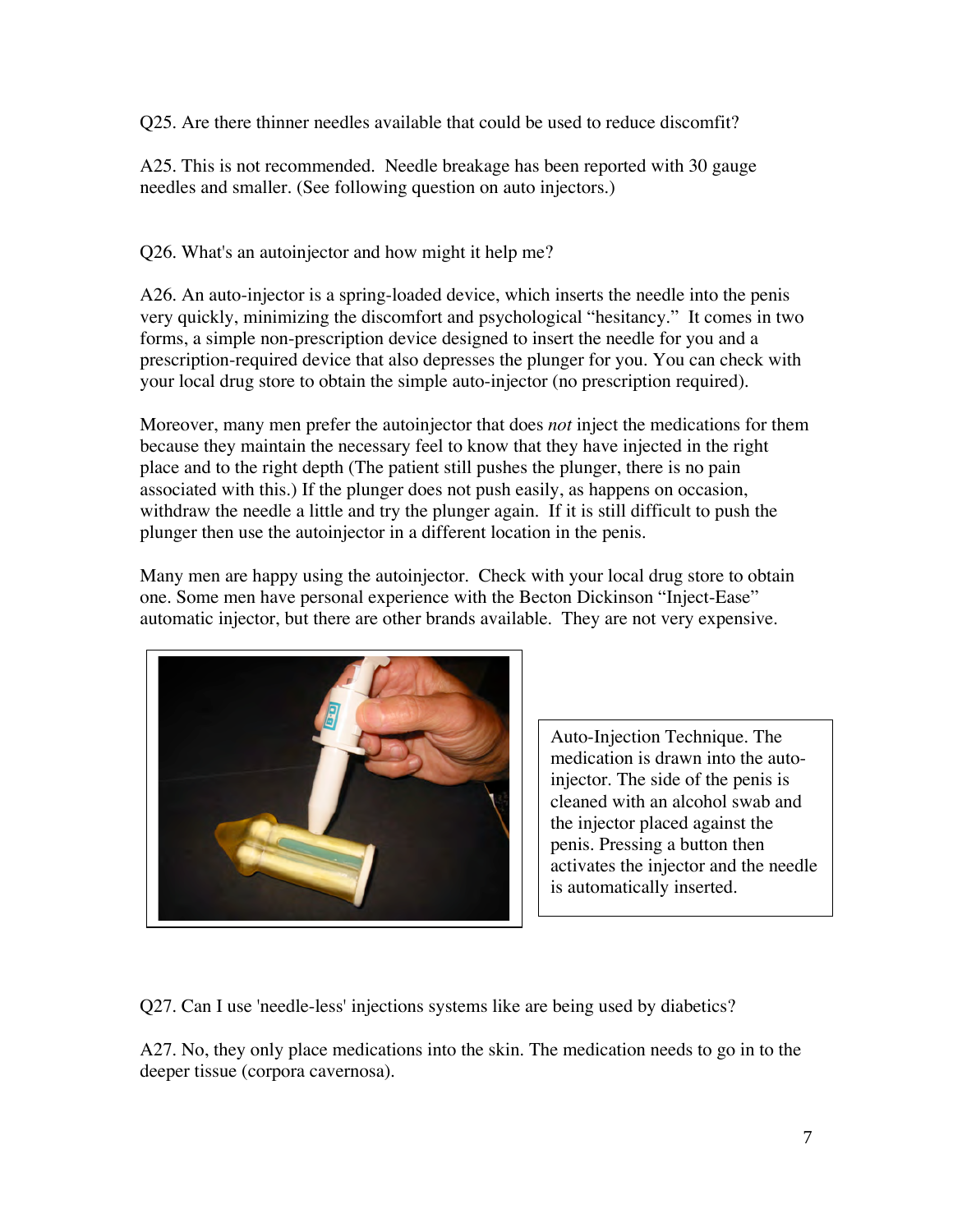Q25. Are there thinner needles available that could be used to reduce discomfit?

A25. This is not recommended. Needle breakage has been reported with 30 gauge needles and smaller. (See following question on auto injectors.)

Q26. What's an autoinjector and how might it help me?

A26. An auto-injector is a spring-loaded device, which inserts the needle into the penis very quickly, minimizing the discomfort and psychological "hesitancy." It comes in two forms, a simple non-prescription device designed to insert the needle for you and a prescription-required device that also depresses the plunger for you. You can check with your local drug store to obtain the simple auto-injector (no prescription required).

Moreover, many men prefer the autoinjector that does *not* inject the medications for them because they maintain the necessary feel to know that they have injected in the right place and to the right depth (The patient still pushes the plunger, there is no pain associated with this.) If the plunger does not push easily, as happens on occasion, withdraw the needle a little and try the plunger again. If it is still difficult to push the plunger then use the autoinjector in a different location in the penis.

Many men are happy using the autoinjector. Check with your local drug store to obtain one. Some men have personal experience with the Becton Dickinson "Inject-Ease" automatic injector, but there are other brands available. They are not very expensive.

Auto-Injection Technique. The medication is drawn into the auto-injector. The side of the penis is cleaned with an alcohol swab and the injector placed against the penis. Pressing a button then activates the injector and the needle is automatically inserted.

Q27. Can I use 'needle-less' injections systems like are being used by diabetics?

A27. No, they only place medications into the skin. The medication needs to go in to the deeper tissue (corpora cavernosa).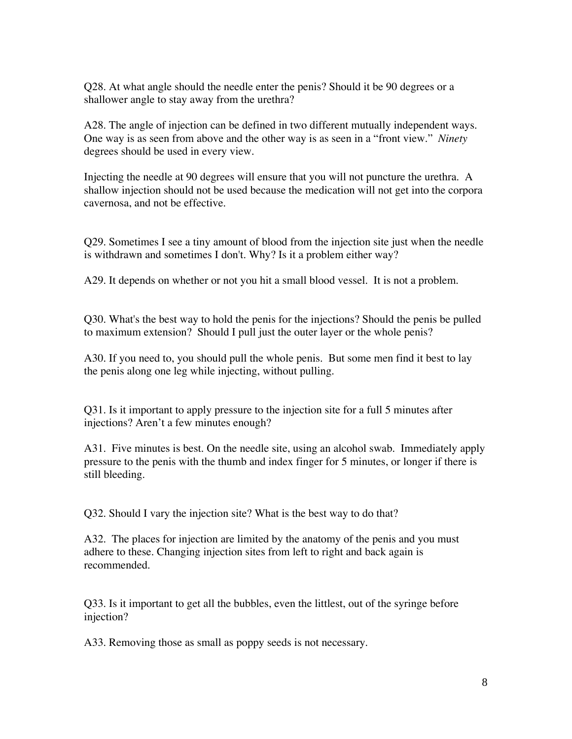Q28. At what angle should the needle enter the penis? Should it be 90 degrees or a shallower angle to stay away from the urethra?

A28. The angle of injection can be defined in two different mutually independent ways. One way is as seen from above and the other way is as seen in a "front view." *Ninety* degrees should be used in every view.

Injecting the needle at 90 degrees will ensure that you will not puncture the urethra. A shallow injection should not be used because the medication will not get into the corpora cavernosa, and not be effective.

Q29. Sometimes I see a tiny amount of blood from the injection site just when the needle is withdrawn and sometimes I don't. Why? Is it a problem either way?

A29. It depends on whether or not you hit a small blood vessel. It is not a problem.

Q30. What's the best way to hold the penis for the injections? Should the penis be pulled to maximum extension? Should I pull just the outer layer or the whole penis?

A30. If you need to, you should pull the whole penis. But some men find it best to lay the penis along one leg while injecting, without pulling.

Q31. Is it important to apply pressure to the injection site for a full 5 minutes after injections? Aren't a few minutes enough?

A31. Five minutes is best. On the needle site, using an alcohol swab. Immediately apply pressure to the penis with the thumb and index finger for 5 minutes, or longer if there is still bleeding.

Q32. Should I vary the injection site? What is the best way to do that?

A32. The places for injection are limited by the anatomy of the penis and you must adhere to these. Changing injection sites from left to right and back again is recommended.

Q33. Is it important to get all the bubbles, even the littlest, out of the syringe before injection?

A33. Removing those as small as poppy seeds is not necessary.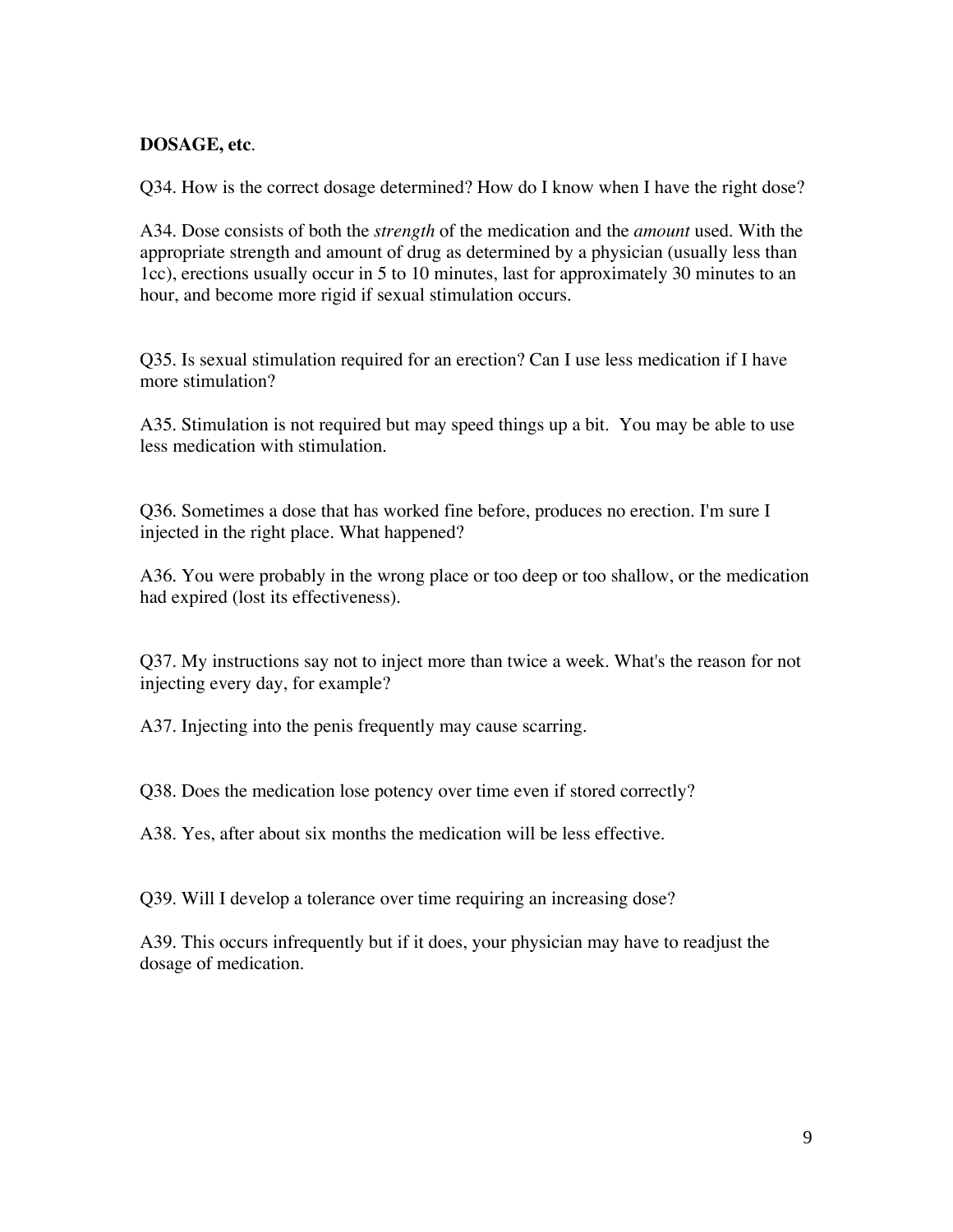**DOSAGE, etc**.

Q34. How is the correct dosage determined? How do I know when I have the right dose?

A34. Dose consists of both the *strength* of the medication and the *amount* used. With the appropriate strength and amount of drug as determined by a physician (usually less than 1cc), erections usually occur in 5 to 10 minutes, last for approximately 30 minutes to an hour, and become more rigid if sexual stimulation occurs.

Q35. Is sexual stimulation required for an erection? Can I use less medication if I have more stimulation?

A35. Stimulation is not required but may speed things up a bit. You may be able to use less medication with stimulation.

Q36. Sometimes a dose that has worked fine before, produces no erection. I'm sure I injected in the right place. What happened?

A36. You were probably in the wrong place or too deep or too shallow, or the medication had expired (lost its effectiveness).

Q37. My instructions say not to inject more than twice a week. What's the reason for not injecting every day, for example?

A37. Injecting into the penis frequently may cause scarring.

Q38. Does the medication lose potency over time even if stored correctly?

A38. Yes, after about six months the medication will be less effective.

Q39. Will I develop a tolerance over time requiring an increasing dose?

A39. This occurs infrequently but if it does, your physician may have to readjust the dosage of medication.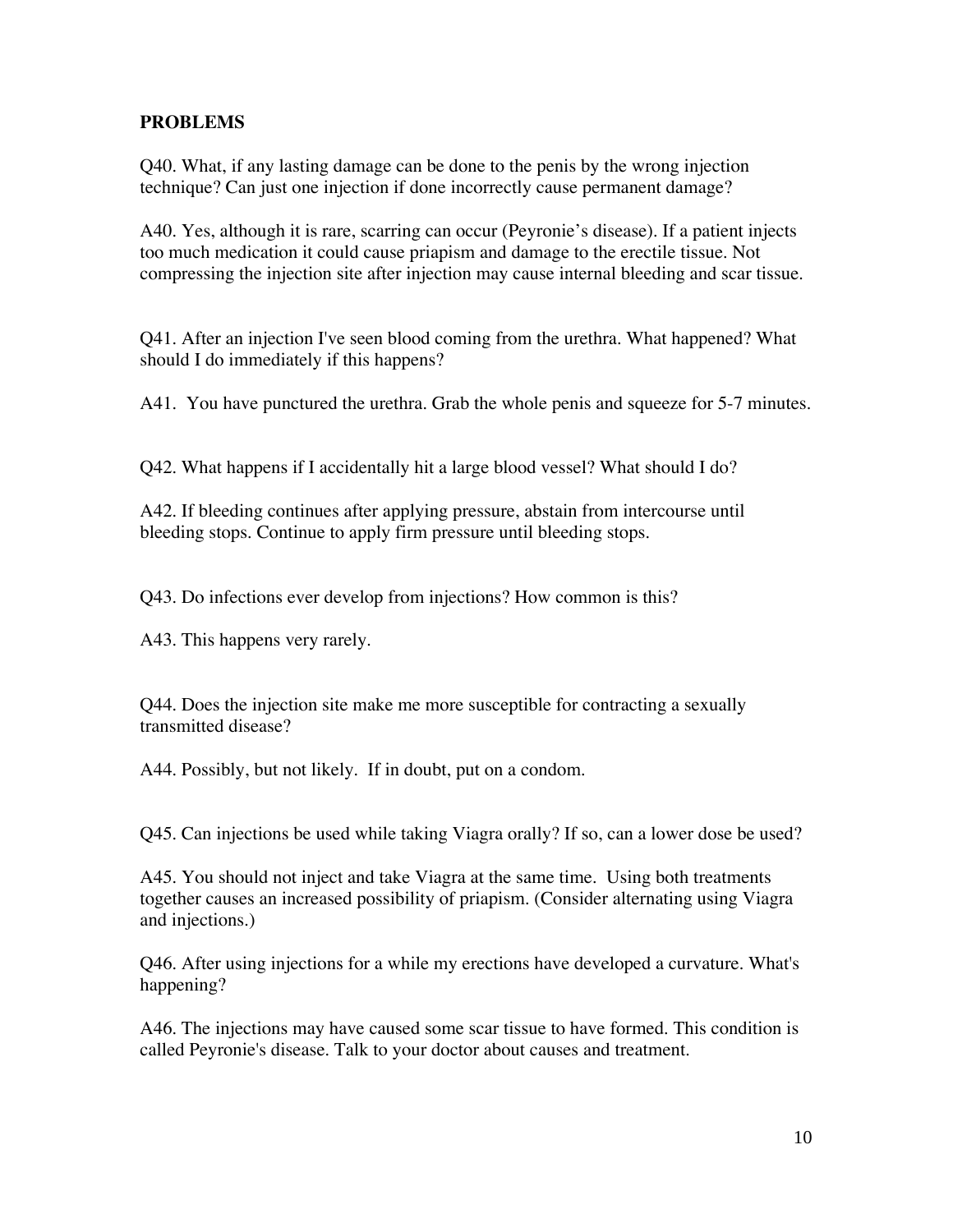**PROBLEMS**

Q40. What, if any lasting damage can be done to the penis by the wrong injection technique? Can just one injection if done incorrectly cause permanent damage?

A40. Yes, although it is rare, scarring can occur (Peyronie's disease). If a patient injects too much medication it could cause priapism and damage to the erectile tissue. Not compressing the injection site after injection may cause internal bleeding and scar tissue.

Q41. After an injection I've seen blood coming from the urethra. What happened? What should I do immediately if this happens?

A41. You have punctured the urethra. Grab the whole penis and squeeze for 5-7 minutes.

Q42. What happens if I accidentally hit a large blood vessel? What should I do?

A42. If bleeding continues after applying pressure, abstain from intercourse until bleeding stops. Continue to apply firm pressure until bleeding stops.

Q43. Do infections ever develop from injections? How common is this?

A43. This happens very rarely.

Q44. Does the injection site make me more susceptible for contracting a sexually transmitted disease?

A44. Possibly, but not likely. If in doubt, put on a condom.

Q45. Can injections be used while taking Viagra orally? If so, can a lower dose be used?

A45. You should not inject and take Viagra at the same time. Using both treatments together causes an increased possibility of priapism. (Consider alternating using Viagra and injections.)

Q46. After using injections for a while my erections have developed a curvature. What's happening?

A46. The injections may have caused some scar tissue to have formed. This condition is called Peyronie's disease. Talk to your doctor about causes and treatment.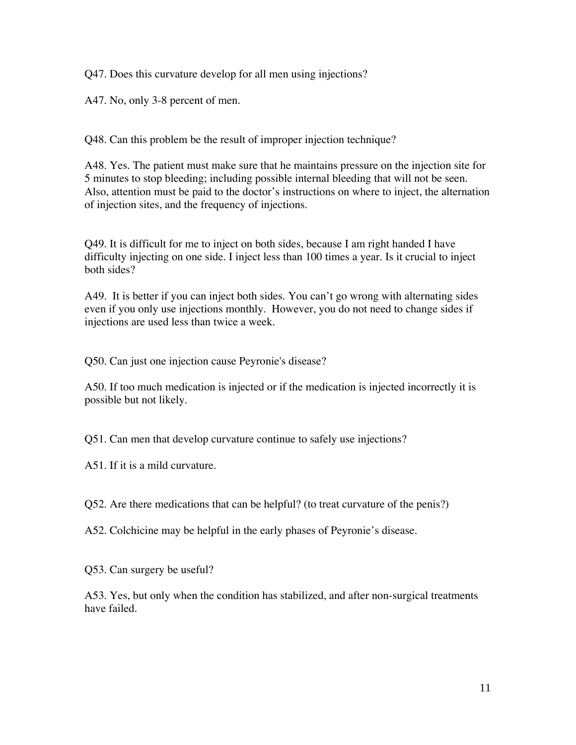Q47. Does this curvature develop for all men using injections?

A47. No, only 3-8 percent of men.

Q48. Can this problem be the result of improper injection technique?

A48. Yes. The patient must make sure that he maintains pressure on the injection site for 5 minutes to stop bleeding; including possible internal bleeding that will not be seen. Also, attention must be paid to the doctor's instructions on where to inject, the alternation of injection sites, and the frequency of injections.

Q49. It is difficult for me to inject on both sides, because I am right handed I have difficulty injecting on one side. I inject less than 100 times a year. Is it crucial to inject both sides?

A49. It is better if you can inject both sides. You can't go wrong with alternating sides even if you only use injections monthly. However, you do not need to change sides if injections are used less than twice a week.

Q50. Can just one injection cause Peyronie's disease?

A50. If too much medication is injected or if the medication is injected incorrectly it is possible but not likely.

Q51. Can men that develop curvature continue to safely use injections?

A51. If it is a mild curvature.

Q52. Are there medications that can be helpful? (to treat curvature of the penis?)

A52. Colchicine may be helpful in the early phases of Peyronie's disease.

Q53. Can surgery be useful?

A53. Yes, but only when the condition has stabilized, and after non-surgical treatments have failed.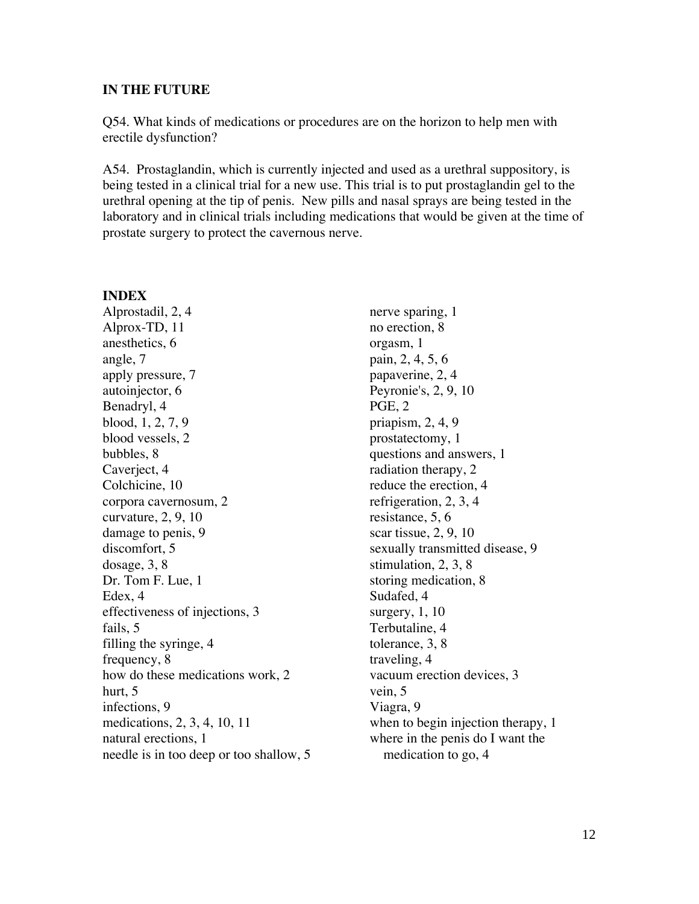**IN THE FUTURE**

Q54. What kinds of medications or procedures are on the horizon to help men with erectile dysfunction?

A54. Prostaglandin, which is currently injected and used as a urethral suppository, is being tested in a clinical trial for a new use. This trial is to put prostaglandin gel to the urethral opening at the tip of penis. New pills and nasal sprays are being tested in the laboratory and in clinical trials including medications that would be given at the time of prostate surgery to protect the cavernous nerve.

**INDEX**

Alprostadil, 2, 4
Alprox-TD, 11
anesthetics, 6
angle, 7
apply pressure, 7
autoinjector, 6
Benadryl, 4
blood, 1, 2, 7, 9
blood vessels, 2
bubbles, 8
Caverject, 4
Colchicine, 10
corpora cavernosum, 2
curvature, 2, 9, 10
damage to penis, 9
discomfort, 5
dosage, 3, 8
Dr. Tom F. Lue, 1
Edex, 4
effectiveness of injections, 3
fails, 5
filling the syringe, 4
frequency, 8
how do these medications work, 2
hurt, 5
infections, 9
medications, 2, 3, 4, 10, 11
natural erections, 1
needle is in too deep or too shallow, 5
nerve sparing, 1
no erection, 8
orgasm, 1
pain, 2, 4, 5, 6
papaverine, 2, 4
Peyronie's, 2, 9, 10
PGE, 2
priapism, 2, 4, 9
prostatectomy, 1
questions and answers, 1
radiation therapy, 2
reduce the erection, 4
refrigeration, 2, 3, 4
resistance, 5, 6
scar tissue, 2, 9, 10
sexually transmitted disease, 9
stimulation, 2, 3, 8
storing medication, 8
Sudafed, 4
surgery, 1, 10
Terbutaline, 4
tolerance, 3, 8
traveling, 4
vacuum erection devices, 3
vein, 5
Viagra, 9
when to begin injection therapy, 1
where in the penis do I want the medication to go, 4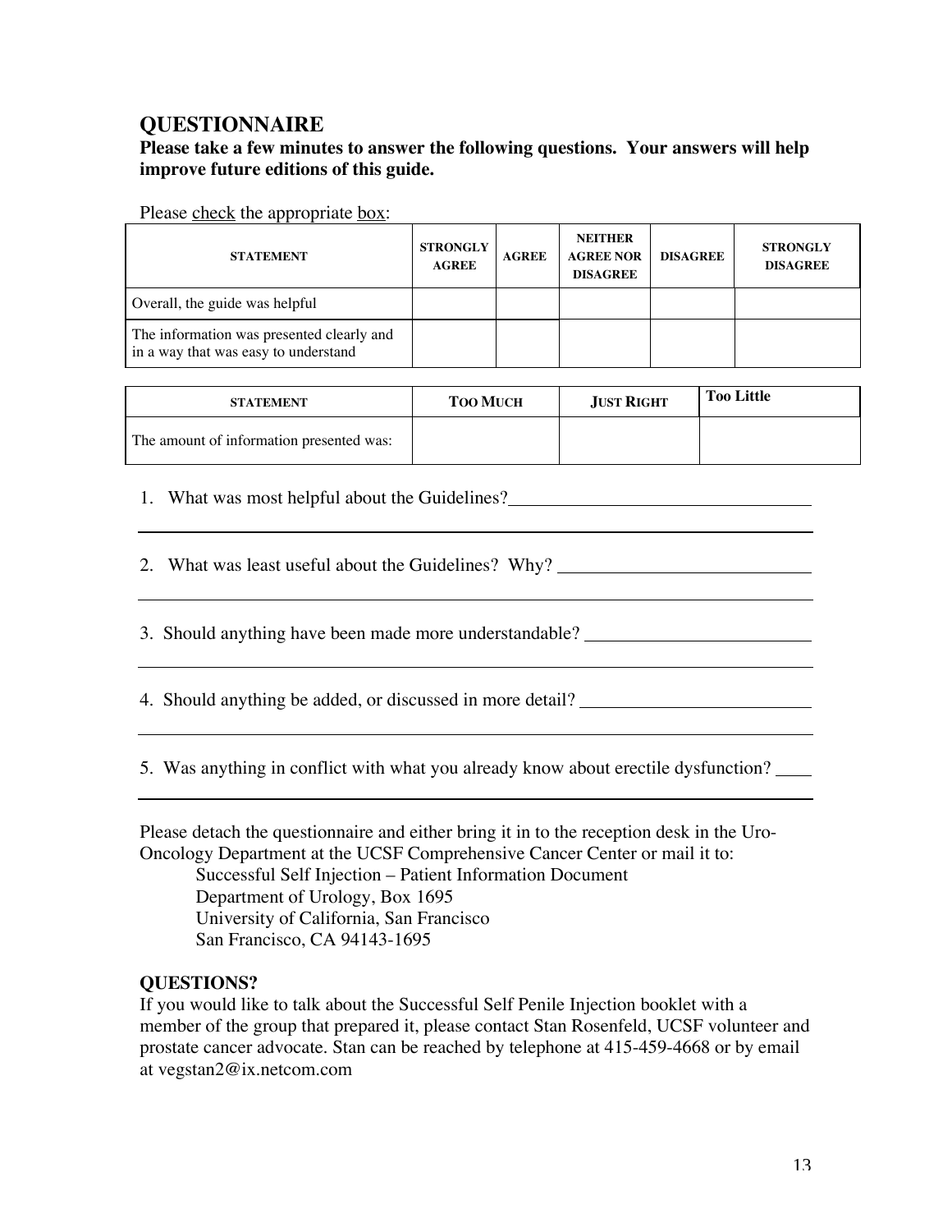## QUESTIONNAIRE

**Please take a few minutes to answer the following questions. Your answers will help improve future editions of this guide.**

Please check the appropriate box:

| STATEMENT | STRONGLY AGREE | AGREE | NEITHER AGREE NOR DISAGREE | DISAGREE | STRONGLY DISAGREE |
|---|---|---|---|---|---|
| Overall, the guide was helpful | | | | | |
| The information was presented clearly and in a way that was easy to understand | | | | | |

| STATEMENT | TOO MUCH | JUST RIGHT | Too Little |
|---|---|---|---|
| The amount of information presented was: | | | |

1. What was most helpful about the Guidelines? ______________________________

______________________________________________________________

2. What was least useful about the Guidelines? Why? __________________________

______________________________________________________________

3. Should anything have been made more understandable? ______________________

______________________________________________________________

4. Should anything be added, or discussed in more detail? ______________________

______________________________________________________________

5. Was anything in conflict with what you already know about erectile dysfunction? ____

______________________________________________________________

Please detach the questionnaire and either bring it in to the reception desk in the Uro-Oncology Department at the UCSF Comprehensive Cancer Center or mail it to:

Successful Self Injection – Patient Information Document
Department of Urology, Box 1695
University of California, San Francisco
San Francisco, CA 94143-1695

## QUESTIONS?

If you would like to talk about the Successful Self Penile Injection booklet with a member of the group that prepared it, please contact Stan Rosenfeld, UCSF volunteer and prostate cancer advocate. Stan can be reached by telephone at 415-459-4668 or by email at vegstan2@ix.netcom.com